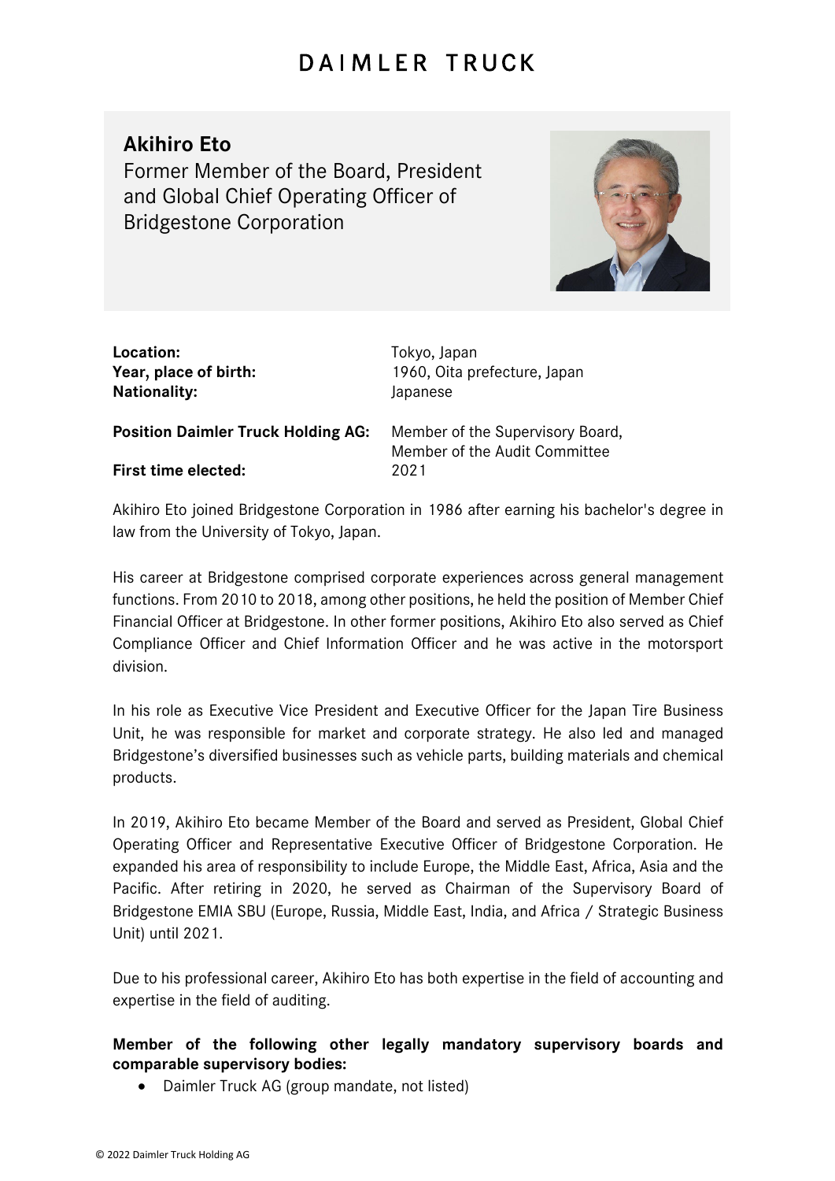# DAIMLER TRUCK

## Akihiro Eto

Former Member of the Board, President and Global Chief Operating Officer of Bridgestone Corporation

**Location:** Tokyo, Japan
**Year, place of birth:** 1960, Oita prefecture, Japan
**Nationality:** Japanese

**Position Daimler Truck Holding AG:** Member of the Supervisory Board, Member of the Audit Committee
**First time elected:** 2021

Akihiro Eto joined Bridgestone Corporation in 1986 after earning his bachelor's degree in law from the University of Tokyo, Japan.

His career at Bridgestone comprised corporate experiences across general management functions. From 2010 to 2018, among other positions, he held the position of Member Chief Financial Officer at Bridgestone. In other former positions, Akihiro Eto also served as Chief Compliance Officer and Chief Information Officer and he was active in the motorsport division.

In his role as Executive Vice President and Executive Officer for the Japan Tire Business Unit, he was responsible for market and corporate strategy. He also led and managed Bridgestone's diversified businesses such as vehicle parts, building materials and chemical products.

In 2019, Akihiro Eto became Member of the Board and served as President, Global Chief Operating Officer and Representative Executive Officer of Bridgestone Corporation. He expanded his area of responsibility to include Europe, the Middle East, Africa, Asia and the Pacific. After retiring in 2020, he served as Chairman of the Supervisory Board of Bridgestone EMIA SBU (Europe, Russia, Middle East, India, and Africa / Strategic Business Unit) until 2021.

Due to his professional career, Akihiro Eto has both expertise in the field of accounting and expertise in the field of auditing.

**Member of the following other legally mandatory supervisory boards and comparable supervisory bodies:**

- Daimler Truck AG (group mandate, not listed)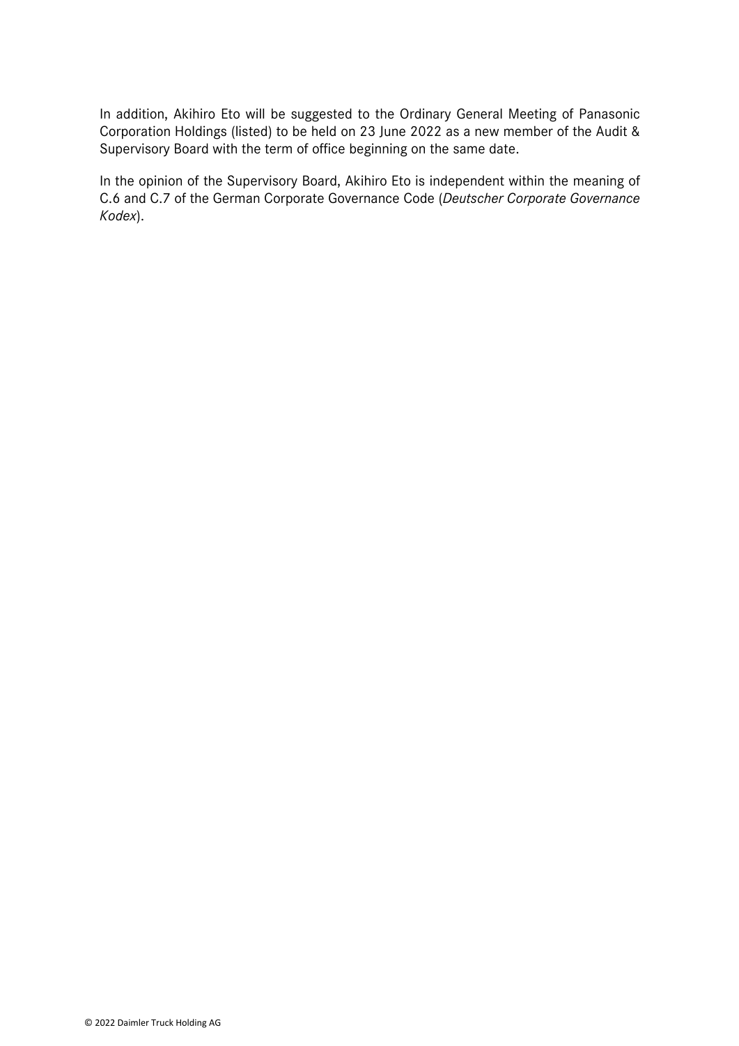In addition, Akihiro Eto will be suggested to the Ordinary General Meeting of Panasonic Corporation Holdings (listed) to be held on 23 June 2022 as a new member of the Audit & Supervisory Board with the term of office beginning on the same date.

In the opinion of the Supervisory Board, Akihiro Eto is independent within the meaning of C.6 and C.7 of the German Corporate Governance Code (*Deutscher Corporate Governance Kodex*).